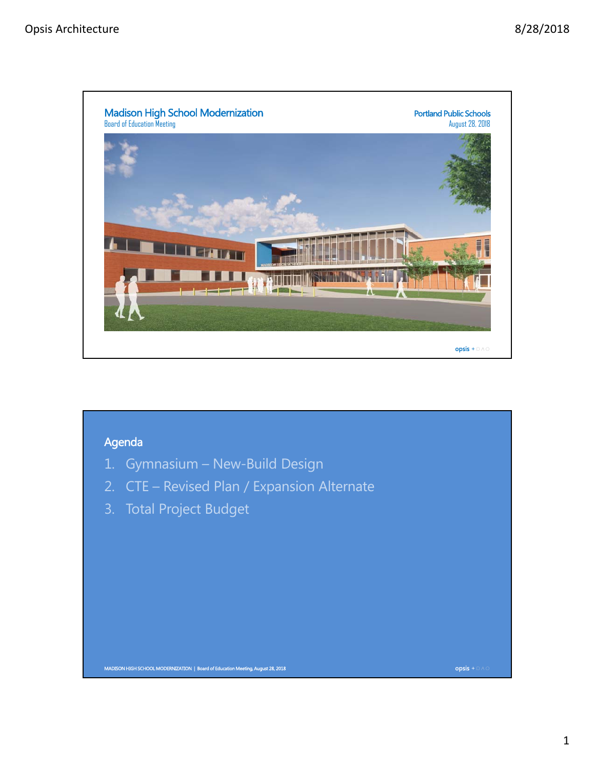# Madison High School Modernization

Board of Education Meeting

Portland Public Schools

August 28, 2018

## Agenda

1. Gymnasium – New-Build Design
2. CTE – Revised Plan / Expansion Alternate
3. Total Project Budget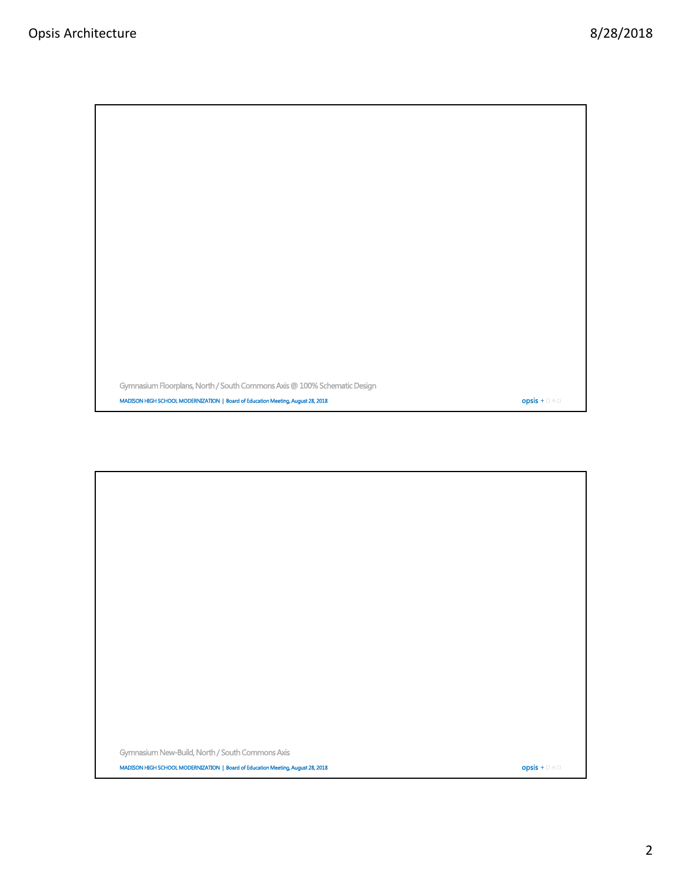Gymnasium Floorplans, North / South Commons Axis @ 100% Schematic Design

MADISON HIGH SCHOOL MODERNIZATION | Board of Education Meeting, August 28, 2018

opsis + DAO

Gymnasium New-Build, North / South Commons Axis

MADISON HIGH SCHOOL MODERNIZATION | Board of Education Meeting, August 28, 2018

opsis + DAO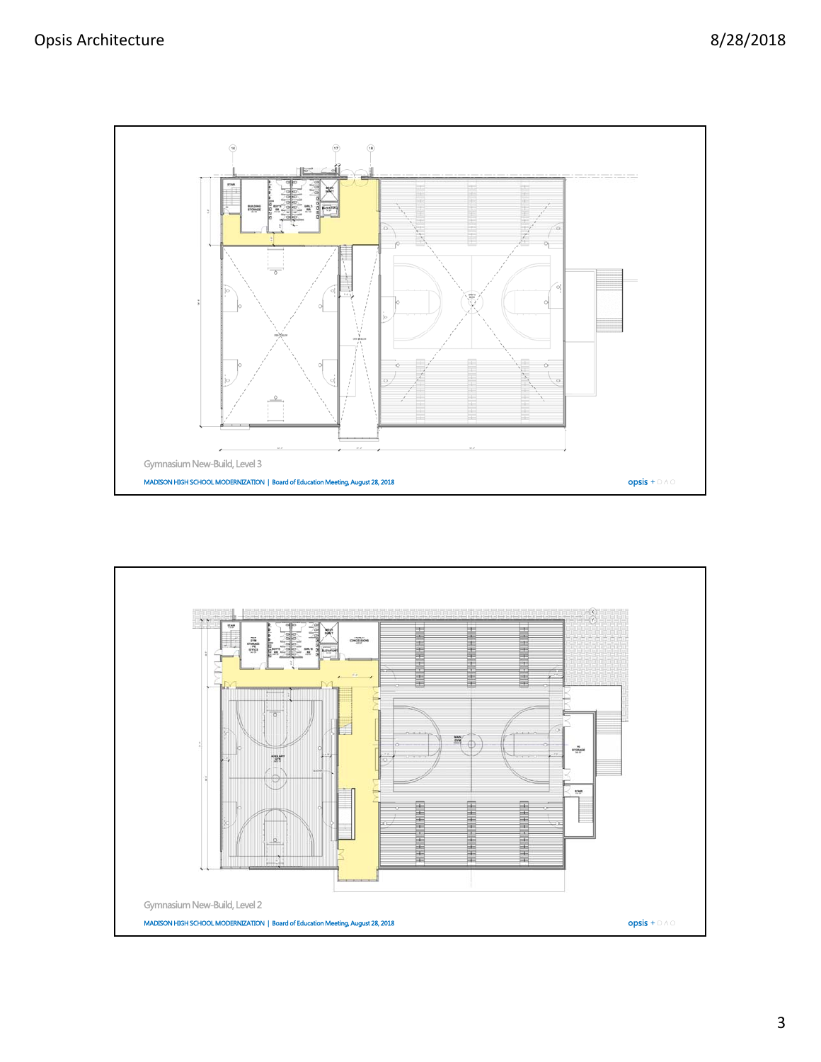Gymnasium New-Build, Level 3

MADISON HIGH SCHOOL MODERNIZATION | Board of Education Meeting, August 28, 2018

Gymnasium New-Build, Level 2

MADISON HIGH SCHOOL MODERNIZATION | Board of Education Meeting, August 28, 2018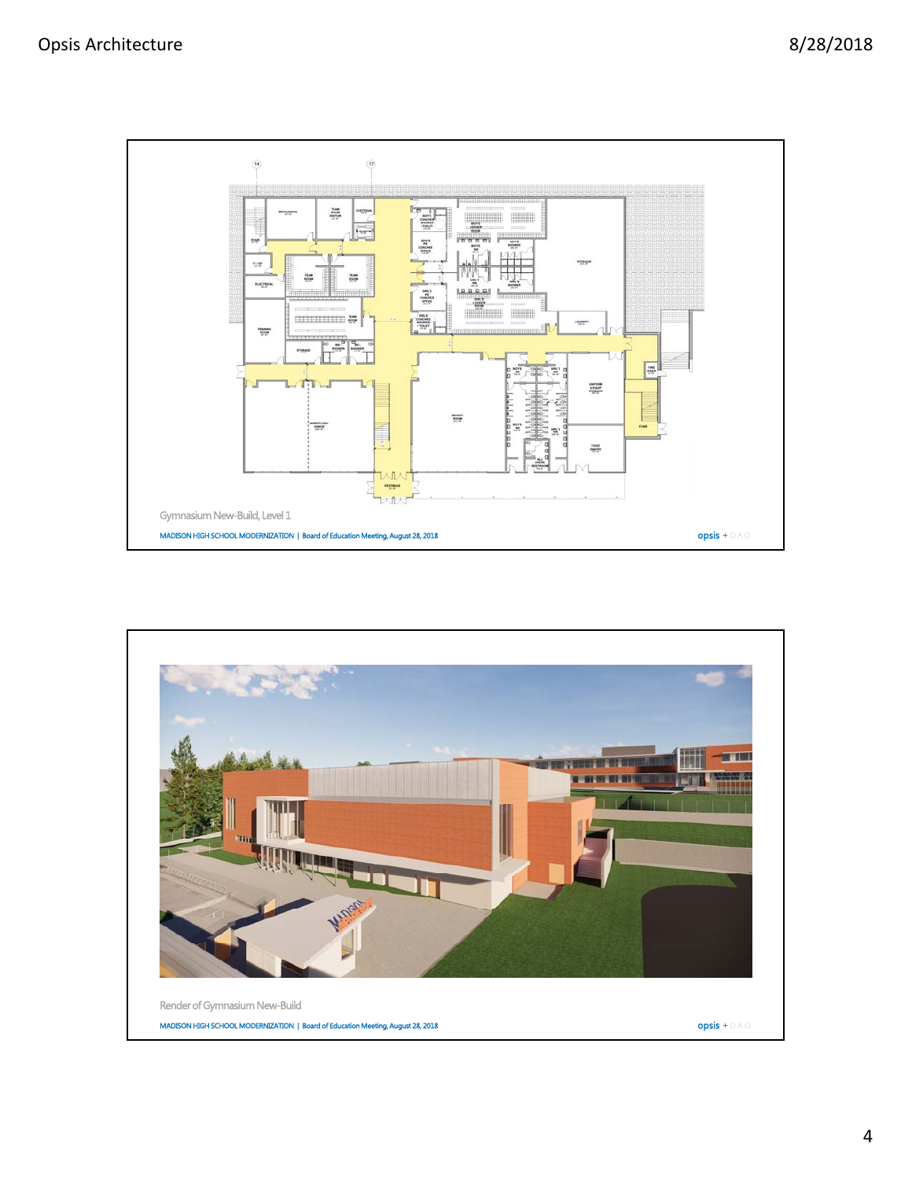Gymnasium New-Build, Level 1

MADISON HIGH SCHOOL MODERNIZATION | Board of Education Meeting, August 28, 2018

opsis + DAO

Render of Gymnasium New-Build

MADISON HIGH SCHOOL MODERNIZATION | Board of Education Meeting, August 28, 2018

opsis + DAO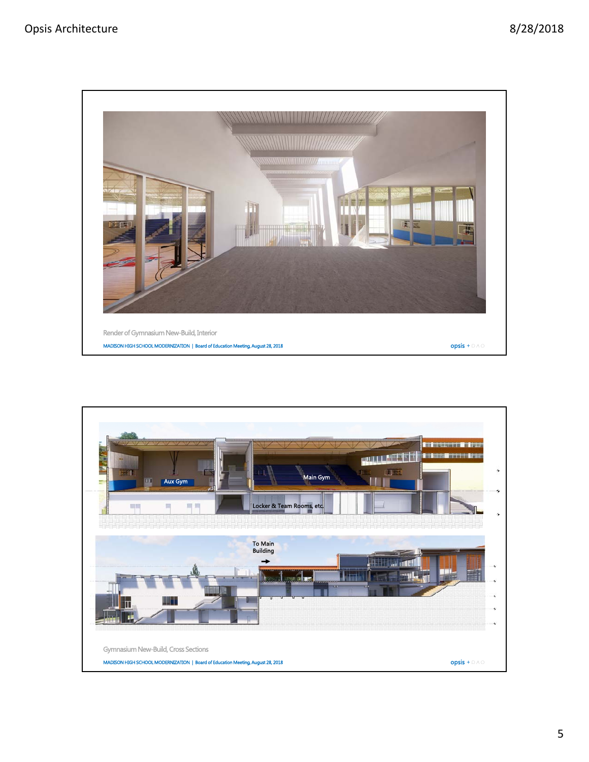Render of Gymnasium New-Build, Interior

MADISON HIGH SCHOOL MODERNIZATION | Board of Education Meeting, August 28, 2018

Aux Gym

Main Gym

Locker & Team Rooms, etc.

To Main Building

Gymnasium New-Build, Cross Sections

MADISON HIGH SCHOOL MODERNIZATION | Board of Education Meeting, August 28, 2018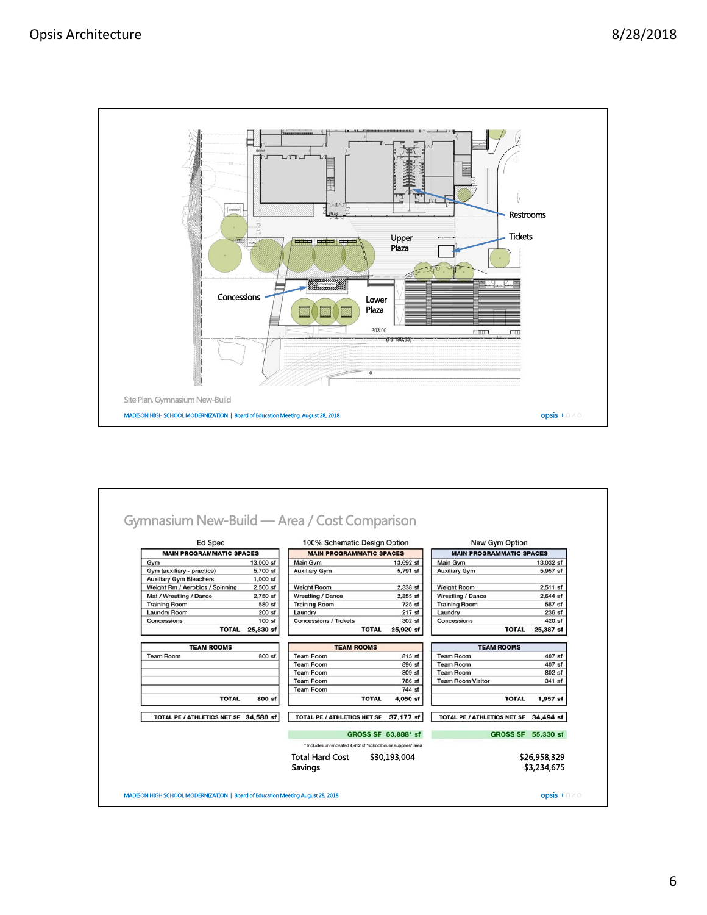Restrooms

Tickets

Upper Plaza

Concessions

Lower Plaza

Site Plan, Gymnasium New-Build

MADISON HIGH SCHOOL MODERNIZATION | Board of Education Meeting, August 28, 2018

## Gymnasium New-Build — Area / Cost Comparison

**Ed Spec**

| MAIN PROGRAMMATIC SPACES | |
|---|---|
| Gym | 13,000 sf |
| Gym (auxiliary - practice) | 5,700 sf |
| Auxiliary Gym Bleachers | 1,000 sf |
| Weight Rm / Aerobics / Spinning | 2,500 sf |
| Mat / Wrestling / Dance | 2,750 sf |
| Training Room | 580 sf |
| Laundry Room | 200 sf |
| Concessions | 100 sf |
| TOTAL | 25,830 sf |

| TEAM ROOMS | |
|---|---|
| Team Room | 800 sf |
| TOTAL | 800 sf |

| TOTAL PE / ATHLETICS NET SF | 34,580 sf |
|---|---|

**100% Schematic Design Option**

| MAIN PROGRAMMATIC SPACES | |
|---|---|
| Main Gym | 13,692 sf |
| Auxiliary Gym | 5,701 sf |
| Weight Room | 2,338 sf |
| Wrestling / Dance | 2,855 sf |
| Training Room | 725 sf |
| Laundry | 217 sf |
| Concessions / Tickets | 302 sf |
| TOTAL | 25,920 sf |

| TEAM ROOMS | |
|---|---|
| Team Room | 815 sf |
| Team Room | 896 sf |
| Team Room | 809 sf |
| Team Room | 786 sf |
| Team Room | 744 sf |
| TOTAL | 4,050 sf |

| TOTAL PE / ATHLETICS NET SF | 37,177 sf |
|---|---|
| GROSS SF | 63,888* sf |

\* Includes unrenovated 4,412 sf "schoolhouse supplies" area

**New Gym Option**

| MAIN PROGRAMMATIC SPACES | |
|---|---|
| Main Gym | 13,032 sf |
| Auxiliary Gym | 5,957 sf |
| Weight Room | 2,511 sf |
| Wrestling / Dance | 2,644 sf |
| Training Room | 587 sf |
| Laundry | 236 sf |
| Concessions | 420 sf |
| TOTAL | 25,387 sf |

| TEAM ROOMS | |
|---|---|
| Team Room | 407 sf |
| Team Room | 407 sf |
| Team Room | 802 sf |
| Team Room Visitor | 341 sf |
| TOTAL | 1,957 sf |

| TOTAL PE / ATHLETICS NET SF | 34,494 sf |
|---|---|
| GROSS SF | 55,330 sf |

| | 100% Schematic Design Option | New Gym Option |
|---|---|---|
| Total Hard Cost | $30,193,004 | $26,958,329 |
| Savings | | $3,234,675 |

MADISON HIGH SCHOOL MODERNIZATION | Board of Education Meeting August 28, 2018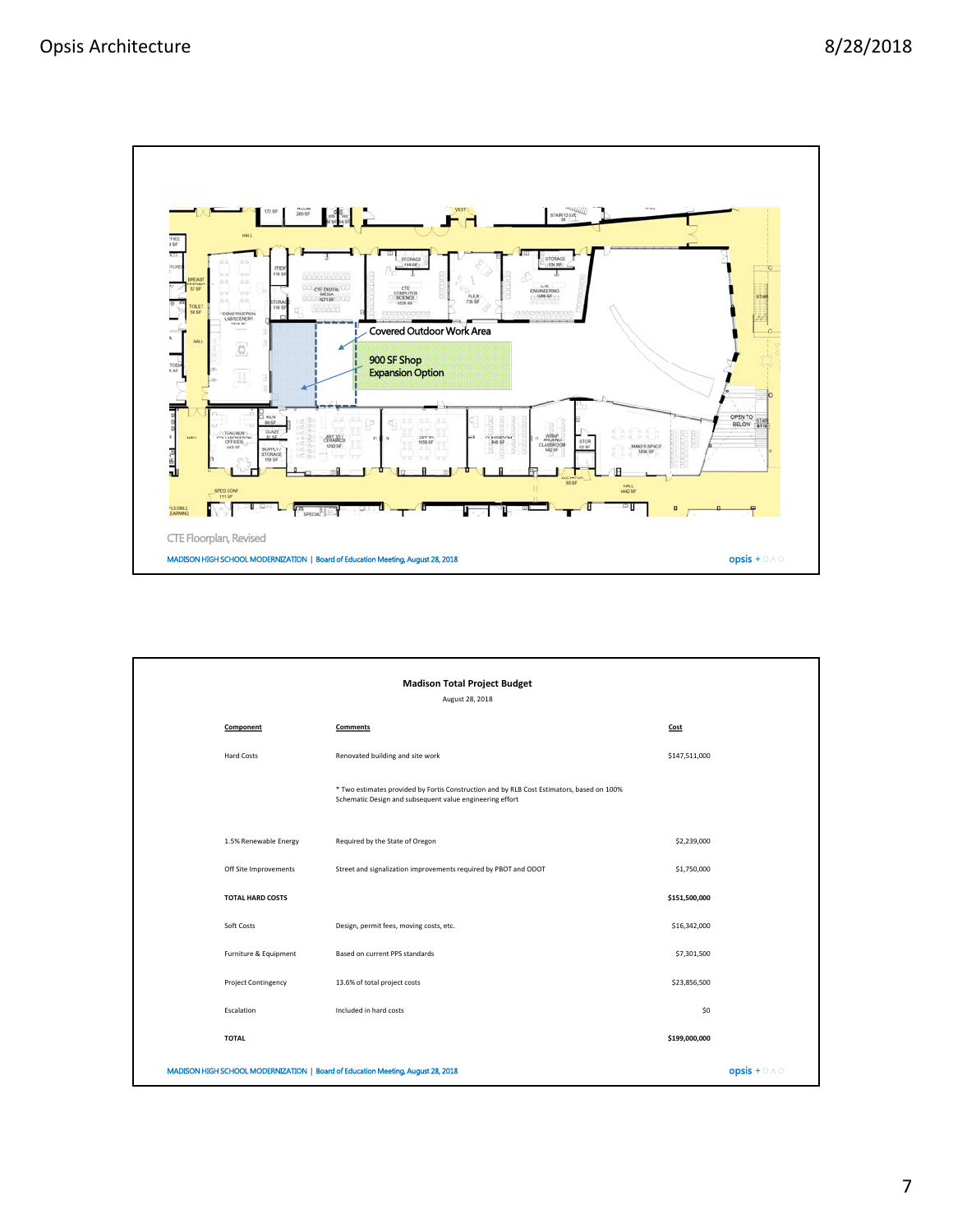Covered Outdoor Work Area

900 SF Shop Expansion Option

CTE Floorplan, Revised

MADISON HIGH SCHOOL MODERNIZATION | Board of Education Meeting, August 28, 2018

## Madison Total Project Budget

August 28, 2018

| Component | Comments | Cost |
|---|---|---|
| Hard Costs | Renovated building and site work | $147,511,000 |
| | * Two estimates provided by Fortis Construction and by RLB Cost Estimators, based on 100% Schematic Design and subsequent value engineering effort | |
| 1.5% Renewable Energy | Required by the State of Oregon | $2,239,000 |
| Off Site Improvements | Street and signalization improvements required by PBOT and ODOT | $1,750,000 |
| **TOTAL HARD COSTS** | | **$151,500,000** |
| Soft Costs | Design, permit fees, moving costs, etc. | $16,342,000 |
| Furniture & Equipment | Based on current PPS standards | $7,301,500 |
| Project Contingency | 13.6% of total project costs | $23,856,500 |
| Escalation | Included in hard costs | $0 |
| **TOTAL** | | **$199,000,000** |

MADISON HIGH SCHOOL MODERNIZATION | Board of Education Meeting, August 28, 2018